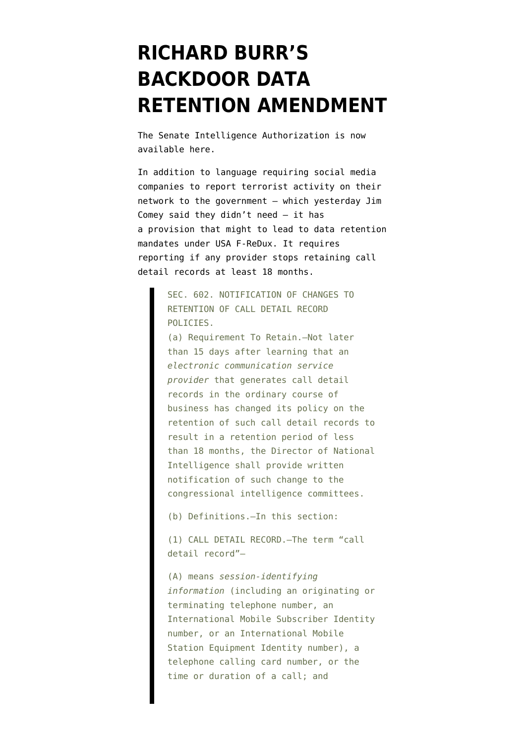# RICHARD BURR'S BACKDOOR DATA RETENTION AMENDMENT

The Senate Intelligence Authorization is now available here.

In addition to language requiring social media companies to report terrorist activity on their network to the government — which yesterday Jim Comey said they didn't need — it has a provision that might to lead to data retention mandates under USA F-ReDux. It requires reporting if any provider stops retaining call detail records at least 18 months.

> SEC. 602. NOTIFICATION OF CHANGES TO RETENTION OF CALL DETAIL RECORD POLICIES.
> (a) Requirement To Retain.—Not later than 15 days after learning that an *electronic communication service provider* that generates call detail records in the ordinary course of business has changed its policy on the retention of such call detail records to result in a retention period of less than 18 months, the Director of National Intelligence shall provide written notification of such change to the congressional intelligence committees.
>
> (b) Definitions.—In this section:
>
> (1) CALL DETAIL RECORD.—The term "call detail record"—
>
> (A) means *session-identifying information* (including an originating or terminating telephone number, an International Mobile Subscriber Identity number, or an International Mobile Station Equipment Identity number), a telephone calling card number, or the time or duration of a call; and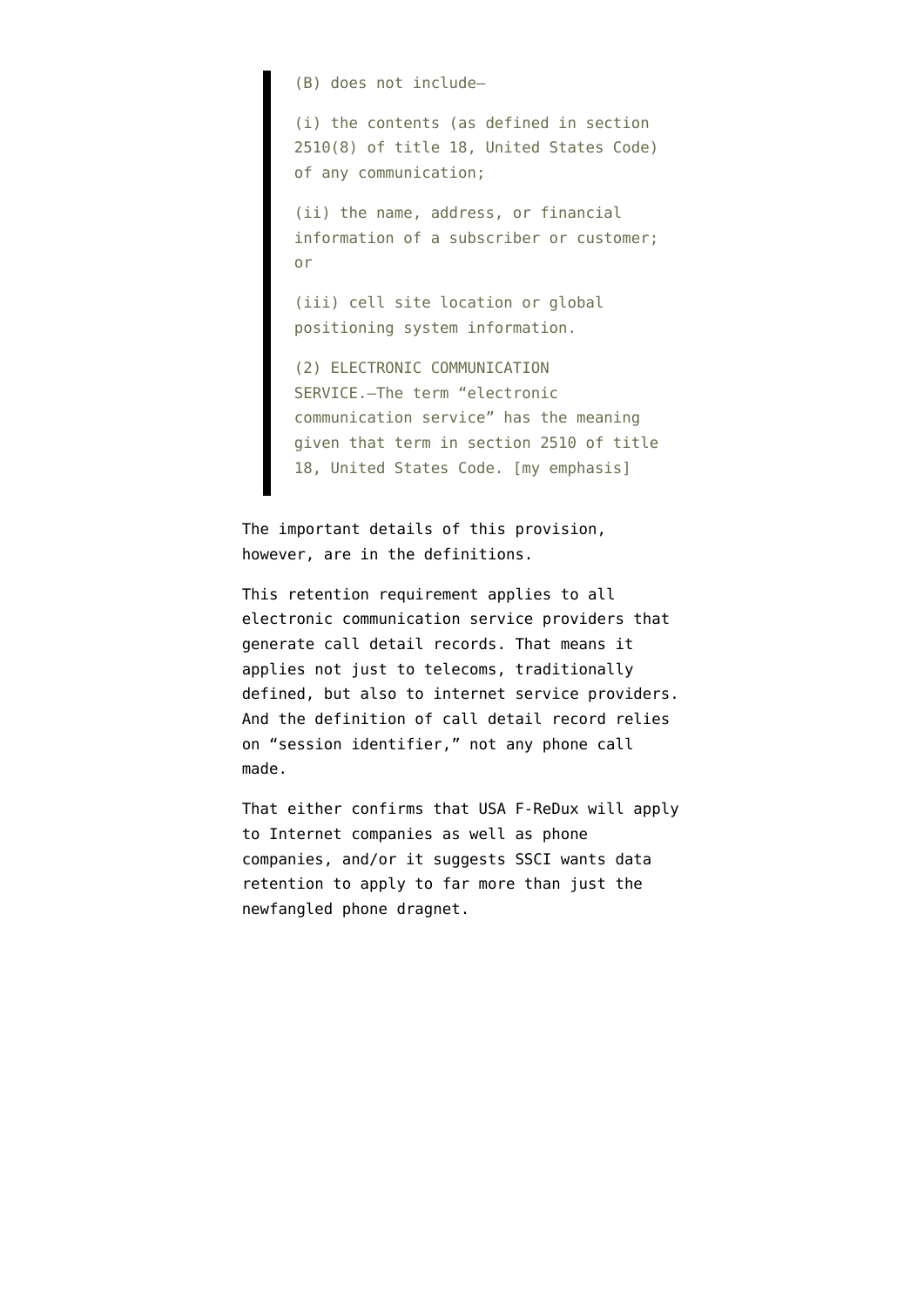> (B) does not include—
>
> (i) the contents (as defined in section 2510(8) of title 18, United States Code) of any communication;
>
> (ii) the name, address, or financial information of a subscriber or customer; or
>
> (iii) cell site location or global positioning system information.
>
> (2) ELECTRONIC COMMUNICATION SERVICE.—The term "electronic communication service" has the meaning given that term in section 2510 of title 18, United States Code. [my emphasis]

The important details of this provision, however, are in the definitions.

This retention requirement applies to all electronic communication service providers that generate call detail records. That means it applies not just to telecoms, traditionally defined, but also to internet service providers. And the definition of call detail record relies on "session identifier," not any phone call made.

That either confirms that USA F-ReDux will apply to Internet companies as well as phone companies, and/or it suggests SSCI wants data retention to apply to far more than just the newfangled phone dragnet.